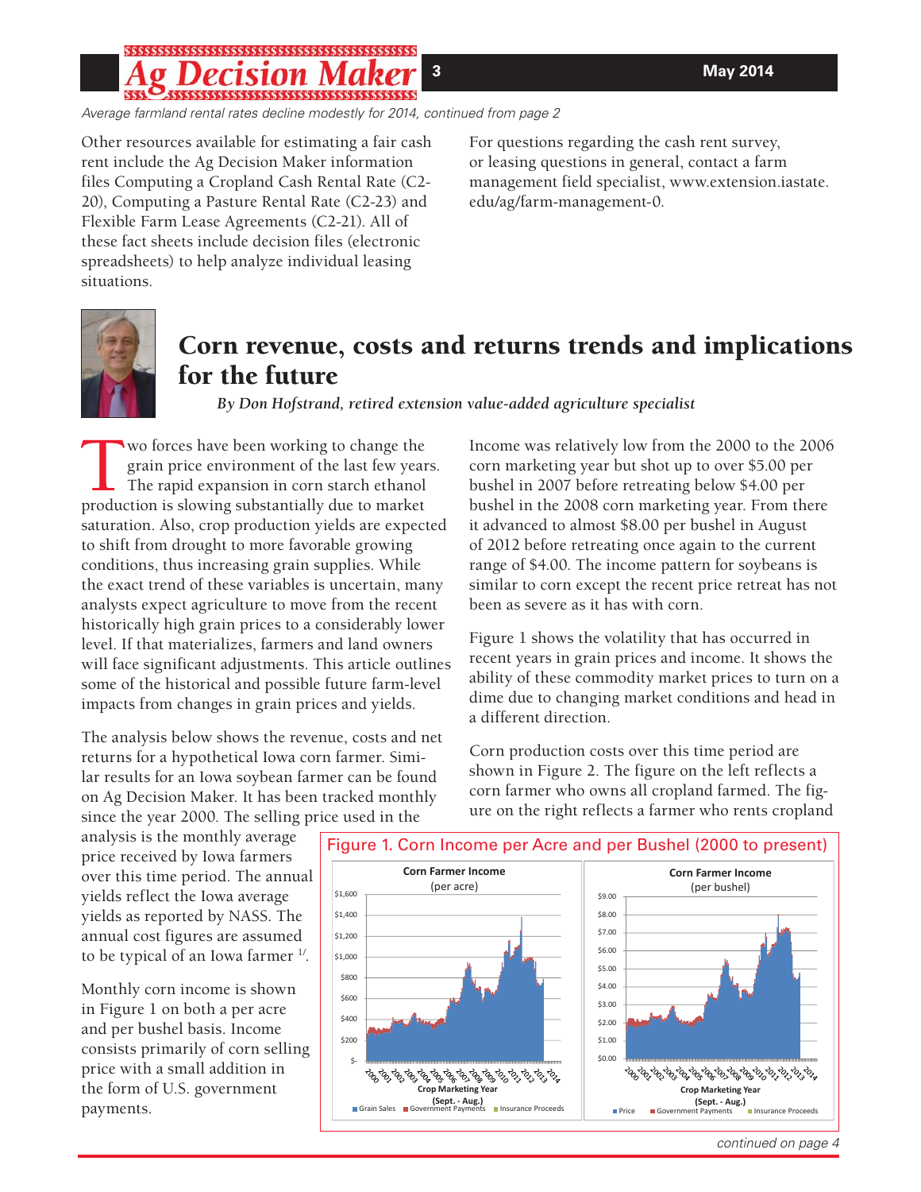*Average farmland rental rates decline modestly for 2014, continued from page 2*

Other resources available for estimating a fair cash rent include the Ag Decision Maker information files Computing a Cropland Cash Rental Rate (C2-20), Computing a Pasture Rental Rate (C2-23) and Flexible Farm Lease Agreements (C2-21). All of these fact sheets include decision files (electronic spreadsheets) to help analyze individual leasing situations.

For questions regarding the cash rent survey, or leasing questions in general, contact a farm management field specialist, www.extension.iastate.edu/ag/farm-management-0.

# Corn revenue, costs and returns trends and implications for the future

*By Don Hofstrand, retired extension value-added agriculture specialist*

Two forces have been working to change the grain price environment of the last few years. The rapid expansion in corn starch ethanol production is slowing substantially due to market saturation. Also, crop production yields are expected to shift from drought to more favorable growing conditions, thus increasing grain supplies. While the exact trend of these variables is uncertain, many analysts expect agriculture to move from the recent historically high grain prices to a considerably lower level. If that materializes, farmers and land owners will face significant adjustments. This article outlines some of the historical and possible future farm-level impacts from changes in grain prices and yields.

The analysis below shows the revenue, costs and net returns for a hypothetical Iowa corn farmer. Similar results for an Iowa soybean farmer can be found on Ag Decision Maker. It has been tracked monthly since the year 2000. The selling price used in the analysis is the monthly average price received by Iowa farmers over this time period. The annual yields reflect the Iowa average yields as reported by NASS. The annual cost figures are assumed to be typical of an Iowa farmer [1/].

Monthly corn income is shown in Figure 1 on both a per acre and per bushel basis. Income consists primarily of corn selling price with a small addition in the form of U.S. government payments.

Income was relatively low from the 2000 to the 2006 corn marketing year but shot up to over $5.00 per bushel in 2007 before retreating below $4.00 per bushel in the 2008 corn marketing year. From there it advanced to almost $8.00 per bushel in August of 2012 before retreating once again to the current range of $4.00. The income pattern for soybeans is similar to corn except the recent price retreat has not been as severe as it has with corn.

Figure 1 shows the volatility that has occurred in recent years in grain prices and income. It shows the ability of these commodity market prices to turn on a dime due to changing market conditions and head in a different direction.

Corn production costs over this time period are shown in Figure 2. The figure on the left reflects a corn farmer who owns all cropland farmed. The figure on the right reflects a farmer who rents cropland

Figure 1. Corn Income per Acre and per Bushel (2000 to present)

*continued on page 4*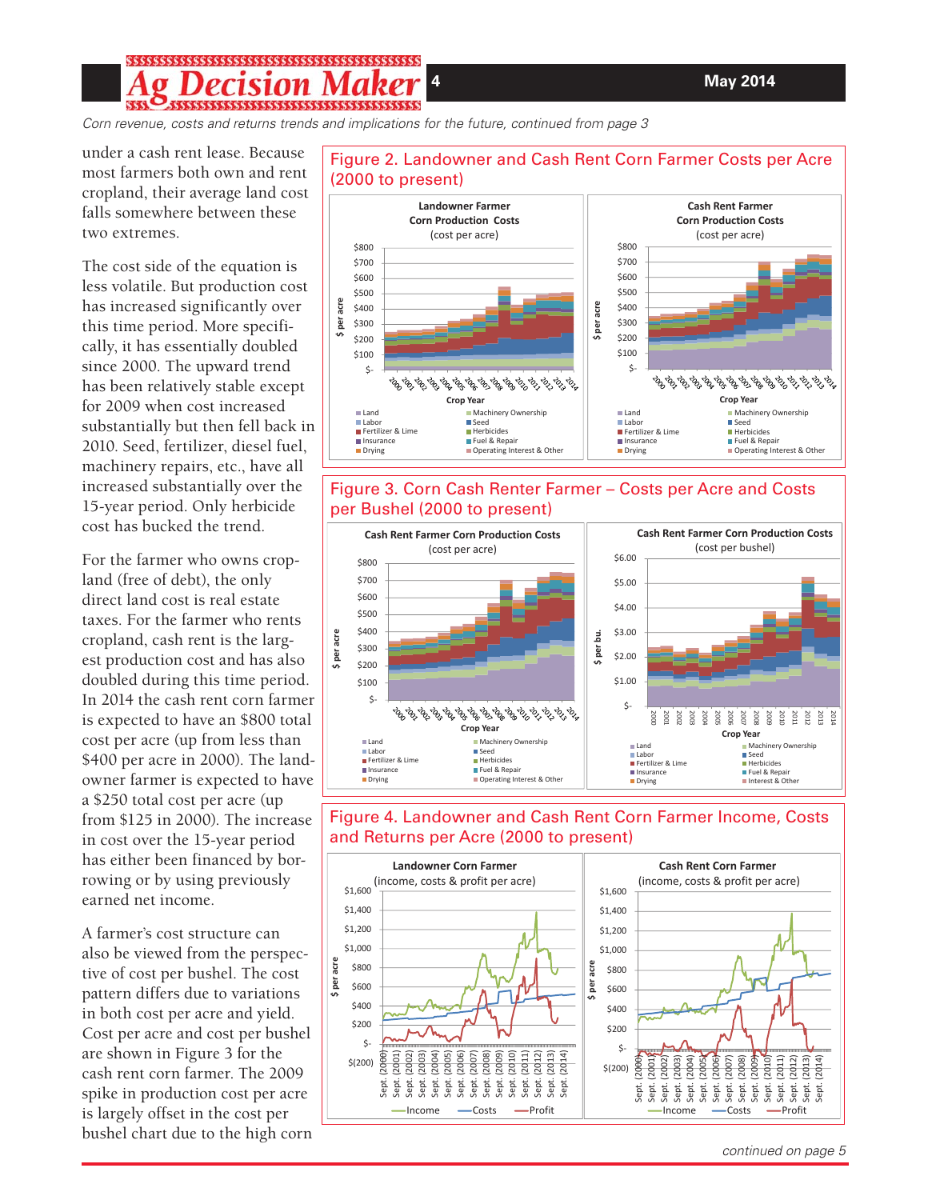*Corn revenue, costs and returns trends and implications for the future, continued from page 3*

under a cash rent lease. Because most farmers both own and rent cropland, their average land cost falls somewhere between these two extremes.

The cost side of the equation is less volatile. But production cost has increased significantly over this time period. More specifically, it has essentially doubled since 2000. The upward trend has been relatively stable except for 2009 when cost increased substantially but then fell back in 2010. Seed, fertilizer, diesel fuel, machinery repairs, etc., have all increased substantially over the 15-year period. Only herbicide cost has bucked the trend.

For the farmer who owns cropland (free of debt), the only direct land cost is real estate taxes. For the farmer who rents cropland, cash rent is the largest production cost and has also doubled during this time period. In 2014 the cash rent corn farmer is expected to have an $800 total cost per acre (up from less than $400 per acre in 2000). The landowner farmer is expected to have a $250 total cost per acre (up from $125 in 2000). The increase in cost over the 15-year period has either been financed by borrowing or by using previously earned net income.

A farmer's cost structure can also be viewed from the perspective of cost per bushel. The cost pattern differs due to variations in both cost per acre and yield. Cost per acre and cost per bushel are shown in Figure 3 for the cash rent corn farmer. The 2009 spike in production cost per acre is largely offset in the cost per bushel chart due to the high corn

Figure 2. Landowner and Cash Rent Corn Farmer Costs per Acre (2000 to present)

Figure 3. Corn Cash Renter Farmer – Costs per Acre and Costs per Bushel (2000 to present)

Figure 4. Landowner and Cash Rent Corn Farmer Income, Costs and Returns per Acre (2000 to present)

*continued on page 5*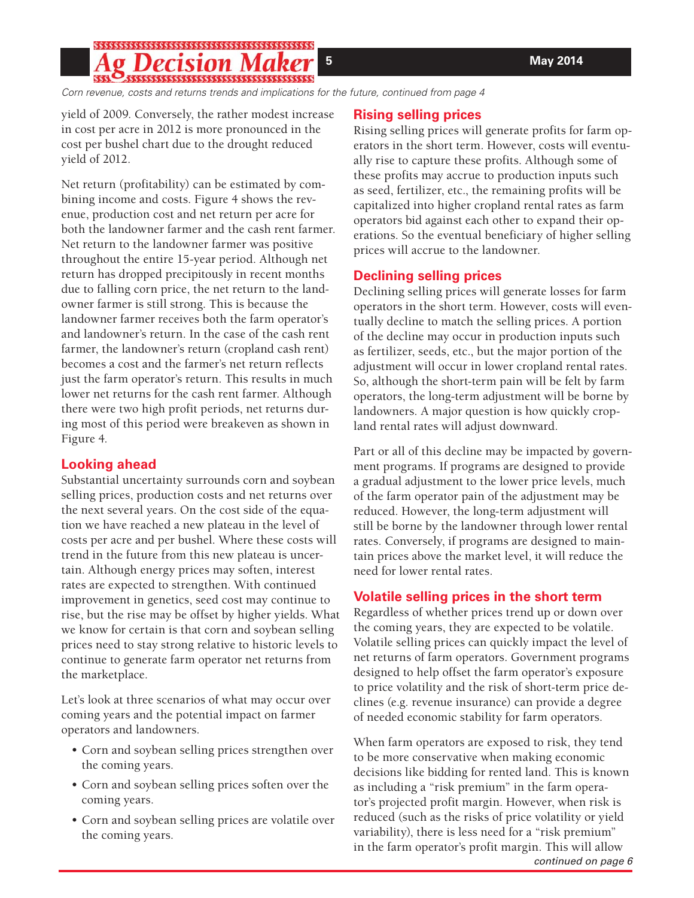*Corn revenue, costs and returns trends and implications for the future, continued from page 4*

yield of 2009. Conversely, the rather modest increase in cost per acre in 2012 is more pronounced in the cost per bushel chart due to the drought reduced yield of 2012.

Net return (profitability) can be estimated by combining income and costs. Figure 4 shows the revenue, production cost and net return per acre for both the landowner farmer and the cash rent farmer. Net return to the landowner farmer was positive throughout the entire 15-year period. Although net return has dropped precipitously in recent months due to falling corn price, the net return to the landowner farmer is still strong. This is because the landowner farmer receives both the farm operator's and landowner's return. In the case of the cash rent farmer, the landowner's return (cropland cash rent) becomes a cost and the farmer's net return reflects just the farm operator's return. This results in much lower net returns for the cash rent farmer. Although there were two high profit periods, net returns during most of this period were breakeven as shown in Figure 4.

## Looking ahead

Substantial uncertainty surrounds corn and soybean selling prices, production costs and net returns over the next several years. On the cost side of the equation we have reached a new plateau in the level of costs per acre and per bushel. Where these costs will trend in the future from this new plateau is uncertain. Although energy prices may soften, interest rates are expected to strengthen. With continued improvement in genetics, seed cost may continue to rise, but the rise may be offset by higher yields. What we know for certain is that corn and soybean selling prices need to stay strong relative to historic levels to continue to generate farm operator net returns from the marketplace.

Let's look at three scenarios of what may occur over coming years and the potential impact on farmer operators and landowners.

- Corn and soybean selling prices strengthen over the coming years.
- Corn and soybean selling prices soften over the coming years.
- Corn and soybean selling prices are volatile over the coming years.

## Rising selling prices

Rising selling prices will generate profits for farm operators in the short term. However, costs will eventually rise to capture these profits. Although some of these profits may accrue to production inputs such as seed, fertilizer, etc., the remaining profits will be capitalized into higher cropland rental rates as farm operators bid against each other to expand their operations. So the eventual beneficiary of higher selling prices will accrue to the landowner.

## Declining selling prices

Declining selling prices will generate losses for farm operators in the short term. However, costs will eventually decline to match the selling prices. A portion of the decline may occur in production inputs such as fertilizer, seeds, etc., but the major portion of the adjustment will occur in lower cropland rental rates. So, although the short-term pain will be felt by farm operators, the long-term adjustment will be borne by landowners. A major question is how quickly cropland rental rates will adjust downward.

Part or all of this decline may be impacted by government programs. If programs are designed to provide a gradual adjustment to the lower price levels, much of the farm operator pain of the adjustment may be reduced. However, the long-term adjustment will still be borne by the landowner through lower rental rates. Conversely, if programs are designed to maintain prices above the market level, it will reduce the need for lower rental rates.

## Volatile selling prices in the short term

Regardless of whether prices trend up or down over the coming years, they are expected to be volatile. Volatile selling prices can quickly impact the level of net returns of farm operators. Government programs designed to help offset the farm operator's exposure to price volatility and the risk of short-term price declines (e.g. revenue insurance) can provide a degree of needed economic stability for farm operators.

When farm operators are exposed to risk, they tend to be more conservative when making economic decisions like bidding for rented land. This is known as including a "risk premium" in the farm operator's projected profit margin. However, when risk is reduced (such as the risks of price volatility or yield variability), there is less need for a "risk premium" in the farm operator's profit margin. This will allow

*continued on page 6*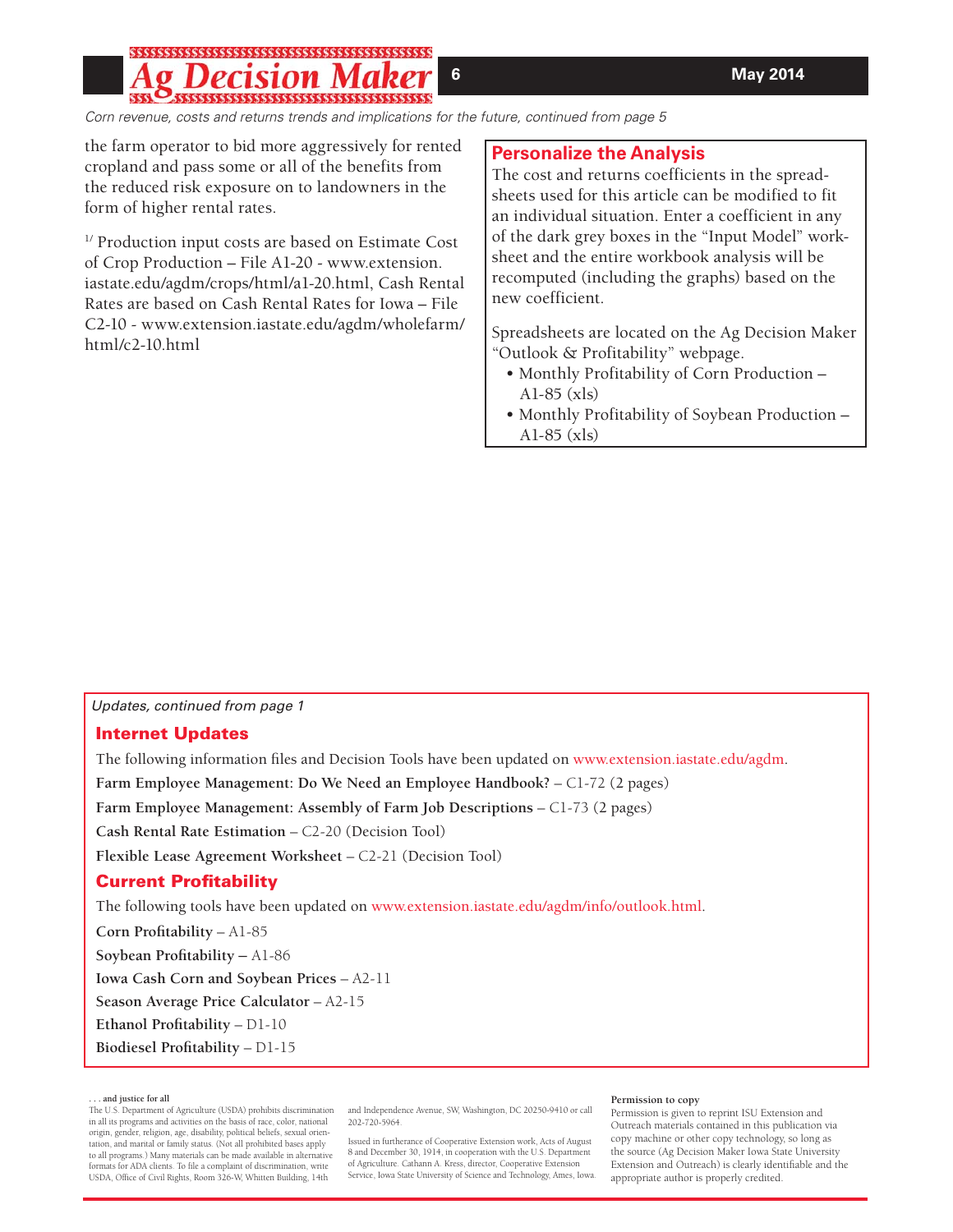*Corn revenue, costs and returns trends and implications for the future, continued from page 5*

the farm operator to bid more aggressively for rented cropland and pass some or all of the benefits from the reduced risk exposure on to landowners in the form of higher rental rates.

[1/] Production input costs are based on Estimate Cost of Crop Production – File A1-20 - www.extension.iastate.edu/agdm/crops/html/a1-20.html, Cash Rental Rates are based on Cash Rental Rates for Iowa – File C2-10 - www.extension.iastate.edu/agdm/wholefarm/html/c2-10.html

## Personalize the Analysis

The cost and returns coefficients in the spreadsheets used for this article can be modified to fit an individual situation. Enter a coefficient in any of the dark grey boxes in the "Input Model" worksheet and the entire workbook analysis will be recomputed (including the graphs) based on the new coefficient.

Spreadsheets are located on the Ag Decision Maker "Outlook & Profitability" webpage.

- Monthly Profitability of Corn Production – A1-85 (xls)
- Monthly Profitability of Soybean Production – A1-85 (xls)

*Updates, continued from page 1*

## Internet Updates

The following information files and Decision Tools have been updated on www.extension.iastate.edu/agdm.

**Farm Employee Management: Do We Need an Employee Handbook?** – C1-72 (2 pages)

**Farm Employee Management: Assembly of Farm Job Descriptions** – C1-73 (2 pages)

**Cash Rental Rate Estimation** – C2-20 (Decision Tool)

**Flexible Lease Agreement Worksheet** – C2-21 (Decision Tool)

## Current Profitability

The following tools have been updated on www.extension.iastate.edu/agdm/info/outlook.html.

**Corn Profitability** – A1-85

**Soybean Profitability –** A1-86

**Iowa Cash Corn and Soybean Prices** – A2-11

**Season Average Price Calculator** – A2-15

**Ethanol Profitability** – D1-10

**Biodiesel Profitability** – D1-15

**. . . and justice for all**
The U.S. Department of Agriculture (USDA) prohibits discrimination in all its programs and activities on the basis of race, color, national origin, gender, religion, age, disability, political beliefs, sexual orientation, and marital or family status. (Not all prohibited bases apply to all programs.) Many materials can be made available in alternative formats for ADA clients. To file a complaint of discrimination, write USDA, Office of Civil Rights, Room 326-W, Whitten Building, 14th and Independence Avenue, SW, Washington, DC 20250-9410 or call 202-720-5964.

Issued in furtherance of Cooperative Extension work, Acts of August 8 and December 30, 1914, in cooperation with the U.S. Department of Agriculture. Cathann A. Kress, director, Cooperative Extension Service, Iowa State University of Science and Technology, Ames, Iowa.

**Permission to copy**
Permission is given to reprint ISU Extension and Outreach materials contained in this publication via copy machine or other copy technology, so long as the source (Ag Decision Maker Iowa State University Extension and Outreach) is clearly identifiable and the appropriate author is properly credited.